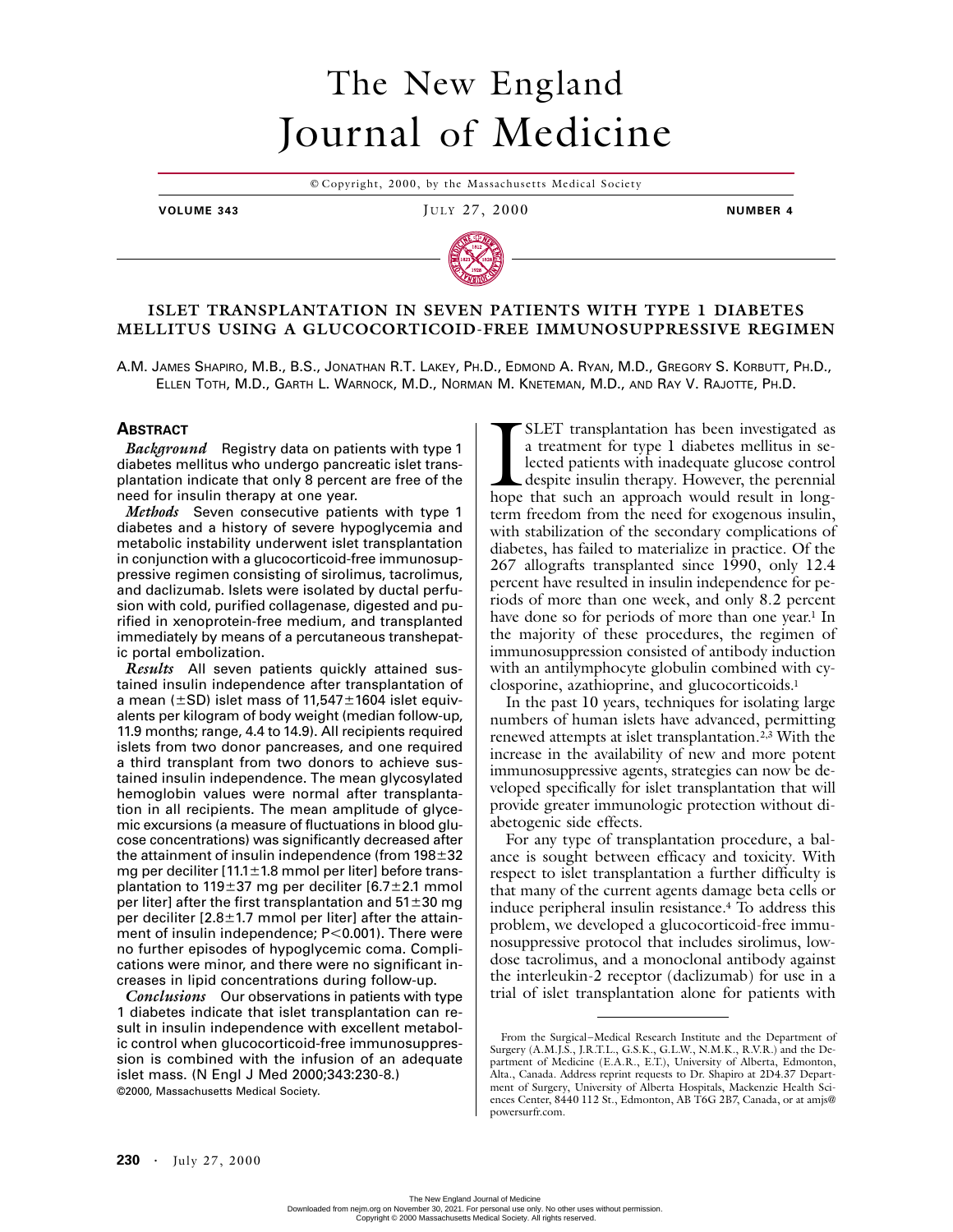# The New England Journal of Medicine

© Copyright, 2000, by the Massachusetts Medical Society

## ISLET TRANSPLANTATION IN SEVEN PATIENTS WITH TYPE 1 DIABETES MELLITUS USING A GLUCOCORTICOID-FREE IMMUNOSUPPRESSIVE REGIMEN

A.M. James Shapiro, M.B., B.S., Jonathan R.T. Lakey, Ph.D., Edmond A. Ryan, M.D., Gregory S. Korbutt, Ph.D., Ellen Toth, M.D., Garth L. Warnock, M.D., Norman M. Kneteman, M.D., and Ray V. Rajotte, Ph.D.

### Abstract

***Background*** Registry data on patients with type 1 diabetes mellitus who undergo pancreatic islet transplantation indicate that only 8 percent are free of the need for insulin therapy at one year.

***Methods*** Seven consecutive patients with type 1 diabetes and a history of severe hypoglycemia and metabolic instability underwent islet transplantation in conjunction with a glucocorticoid-free immunosuppressive regimen consisting of sirolimus, tacrolimus, and daclizumab. Islets were isolated by ductal perfusion with cold, purified collagenase, digested and purified in xenoprotein-free medium, and transplanted immediately by means of a percutaneous transhepatic portal embolization.

***Results*** All seven patients quickly attained sustained insulin independence after transplantation of a mean (±SD) islet mass of 11,547±1604 islet equivalents per kilogram of body weight (median follow-up, 11.9 months; range, 4.4 to 14.9). All recipients required islets from two donor pancreases, and one required a third transplant from two donors to achieve sustained insulin independence. The mean glycosylated hemoglobin values were normal after transplantation in all recipients. The mean amplitude of glycemic excursions (a measure of fluctuations in blood glucose concentrations) was significantly decreased after the attainment of insulin independence (from 198±32 mg per deciliter [11.1±1.8 mmol per liter] before transplantation to 119±37 mg per deciliter [6.7±2.1 mmol per liter] after the first transplantation and 51±30 mg per deciliter [2.8±1.7 mmol per liter] after the attainment of insulin independence; $P<0.001$). There were no further episodes of hypoglycemic coma. Complications were minor, and there were no significant increases in lipid concentrations during follow-up.

***Conclusions*** Our observations in patients with type 1 diabetes indicate that islet transplantation can result in insulin independence with excellent metabolic control when glucocorticoid-free immunosuppression is combined with the infusion of an adequate islet mass. (N Engl J Med 2000;343:230-8.)

©2000, Massachusetts Medical Society.

ISLET transplantation has been investigated as a treatment for type 1 diabetes mellitus in selected patients with inadequate glucose control despite insulin therapy. However, the perennial hope that such an approach would result in long-term freedom from the need for exogenous insulin, with stabilization of the secondary complications of diabetes, has failed to materialize in practice. Of the 267 allografts transplanted since 1990, only 12.4 percent have resulted in insulin independence for periods of more than one week, and only 8.2 percent have done so for periods of more than one year.[1] In the majority of these procedures, the regimen of immunosuppression consisted of antibody induction with an antilymphocyte globulin combined with cyclosporine, azathioprine, and glucocorticoids.[1]

In the past 10 years, techniques for isolating large numbers of human islets have advanced, permitting renewed attempts at islet transplantation.[2,3] With the increase in the availability of new and more potent immunosuppressive agents, strategies can now be developed specifically for islet transplantation that will provide greater immunologic protection without diabetogenic side effects.

For any type of transplantation procedure, a balance is sought between efficacy and toxicity. With respect to islet transplantation a further difficulty is that many of the current agents damage beta cells or induce peripheral insulin resistance.[4] To address this problem, we developed a glucocorticoid-free immunosuppressive protocol that includes sirolimus, low-dose tacrolimus, and a monoclonal antibody against the interleukin-2 receptor (daclizumab) for use in a trial of islet transplantation alone for patients with

From the Surgical–Medical Research Institute and the Department of Surgery (A.M.J.S., J.R.T.L., G.S.K., G.L.W., N.M.K., R.V.R.) and the Department of Medicine (E.A.R., E.T.), University of Alberta, Edmonton, Alta., Canada. Address reprint requests to Dr. Shapiro at 2D4.37 Department of Surgery, University of Alberta Hospitals, Mackenzie Health Sciences Center, 8440 112 St., Edmonton, AB T6G 2B7, Canada, or at amjs@powersurfr.com.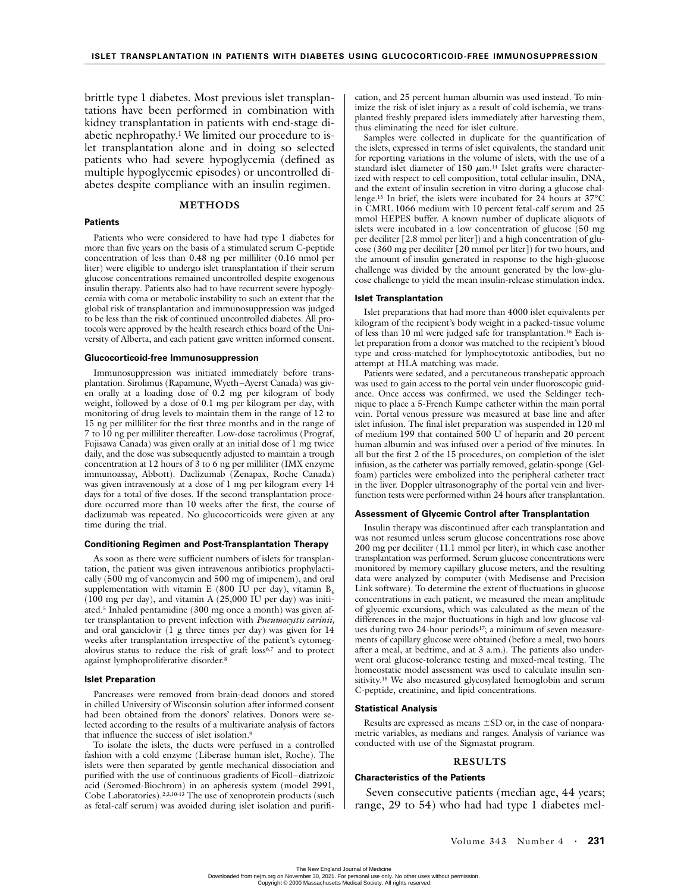brittle type 1 diabetes. Most previous islet transplantations have been performed in combination with kidney transplantation in patients with end-stage diabetic nephropathy.[1] We limited our procedure to islet transplantation alone and in doing so selected patients who had severe hypoglycemia (defined as multiple hypoglycemic episodes) or uncontrolled diabetes despite compliance with an insulin regimen.

## METHODS

### Patients

Patients who were considered to have had type 1 diabetes for more than five years on the basis of a stimulated serum C-peptide concentration of less than 0.48 ng per milliliter (0.16 nmol per liter) were eligible to undergo islet transplantation if their serum glucose concentrations remained uncontrolled despite exogenous insulin therapy. Patients also had to have recurrent severe hypoglycemia with coma or metabolic instability to such an extent that the global risk of transplantation and immunosuppression was judged to be less than the risk of continued uncontrolled diabetes. All protocols were approved by the health research ethics board of the University of Alberta, and each patient gave written informed consent.

### Glucocorticoid-free Immunosuppression

Immunosuppression was initiated immediately before transplantation. Sirolimus (Rapamune, Wyeth–Ayerst Canada) was given orally at a loading dose of 0.2 mg per kilogram of body weight, followed by a dose of 0.1 mg per kilogram per day, with monitoring of drug levels to maintain them in the range of 12 to 15 ng per milliliter for the first three months and in the range of 7 to 10 ng per milliliter thereafter. Low-dose tacrolimus (Prograf, Fujisawa Canada) was given orally at an initial dose of 1 mg twice daily, and the dose was subsequently adjusted to maintain a trough concentration at 12 hours of 3 to 6 ng per milliliter (IMX enzyme immunoassay, Abbott). Daclizumab (Zenapax, Roche Canada) was given intravenously at a dose of 1 mg per kilogram every 14 days for a total of five doses. If the second transplantation procedure occurred more than 10 weeks after the first, the course of daclizumab was repeated. No glucocorticoids were given at any time during the trial.

### Conditioning Regimen and Post-Transplantation Therapy

As soon as there were sufficient numbers of islets for transplantation, the patient was given intravenous antibiotics prophylactically (500 mg of vancomycin and 500 mg of imipenem), and oral supplementation with vitamin E (800 IU per day), vitamin $B_6$ (100 mg per day), and vitamin A (25,000 IU per day) was initiated.[5] Inhaled pentamidine (300 mg once a month) was given after transplantation to prevent infection with *Pneumocystis carinii,* and oral ganciclovir (1 g three times per day) was given for 14 weeks after transplantation irrespective of the patient's cytomegalovirus status to reduce the risk of graft loss[6,7] and to protect against lymphoproliferative disorder.[8]

### Islet Preparation

Pancreases were removed from brain-dead donors and stored in chilled University of Wisconsin solution after informed consent had been obtained from the donors' relatives. Donors were selected according to the results of a multivariate analysis of factors that influence the success of islet isolation.[9]

To isolate the islets, the ducts were perfused in a controlled fashion with a cold enzyme (Liberase human islet, Roche). The islets were then separated by gentle mechanical dissociation and purified with the use of continuous gradients of Ficoll–diatrizoic acid (Seromed-Biochrom) in an apheresis system (model 2991, Cobe Laboratories).[2,3,10-13] The use of xenoprotein products (such as fetal-calf serum) was avoided during islet isolation and purification, and 25 percent human albumin was used instead. To minimize the risk of islet injury as a result of cold ischemia, we transplanted freshly prepared islets immediately after harvesting them, thus eliminating the need for islet culture.

Samples were collected in duplicate for the quantification of the islets, expressed in terms of islet equivalents, the standard unit for reporting variations in the volume of islets, with the use of a standard islet diameter of 150 $\mu$m.[14] Islet grafts were characterized with respect to cell composition, total cellular insulin, DNA, and the extent of insulin secretion in vitro during a glucose challenge.[15] In brief, the islets were incubated for 24 hours at 37°C in CMRL 1066 medium with 10 percent fetal-calf serum and 25 mmol HEPES buffer. A known number of duplicate aliquots of islets were incubated in a low concentration of glucose (50 mg per deciliter [2.8 mmol per liter]) and a high concentration of glucose (360 mg per deciliter [20 mmol per liter]) for two hours, and the amount of insulin generated in response to the high-glucose challenge was divided by the amount generated by the low-glucose challenge to yield the mean insulin-release stimulation index.

### Islet Transplantation

Islet preparations that had more than 4000 islet equivalents per kilogram of the recipient's body weight in a packed-tissue volume of less than 10 ml were judged safe for transplantation.[16] Each islet preparation from a donor was matched to the recipient's blood type and cross-matched for lymphocytotoxic antibodies, but no attempt at HLA matching was made.

Patients were sedated, and a percutaneous transhepatic approach was used to gain access to the portal vein under fluoroscopic guidance. Once access was confirmed, we used the Seldinger technique to place a 5-French Kumpe catheter within the main portal vein. Portal venous pressure was measured at base line and after islet infusion. The final islet preparation was suspended in 120 ml of medium 199 that contained 500 U of heparin and 20 percent human albumin and was infused over a period of five minutes. In all but the first 2 of the 15 procedures, on completion of the islet infusion, as the catheter was partially removed, gelatin-sponge (Gelfoam) particles were embolized into the peripheral catheter tract in the liver. Doppler ultrasonography of the portal vein and liver-function tests were performed within 24 hours after transplantation.

### Assessment of Glycemic Control after Transplantation

Insulin therapy was discontinued after each transplantation and was not resumed unless serum glucose concentrations rose above 200 mg per deciliter (11.1 mmol per liter), in which case another transplantation was performed. Serum glucose concentrations were monitored by memory capillary glucose meters, and the resulting data were analyzed by computer (with Medisense and Precision Link software). To determine the extent of fluctuations in glucose concentrations in each patient, we measured the mean amplitude of glycemic excursions, which was calculated as the mean of the differences in the major fluctuations in high and low glucose values during two 24-hour periods[17]; a minimum of seven measurements of capillary glucose were obtained (before a meal, two hours after a meal, at bedtime, and at 3 a.m.). The patients also underwent oral glucose-tolerance testing and mixed-meal testing. The homeostatic model assessment was used to calculate insulin sensitivity.[18] We also measured glycosylated hemoglobin and serum C-peptide, creatinine, and lipid concentrations.

### Statistical Analysis

Results are expressed as means ±SD or, in the case of nonparametric variables, as medians and ranges. Analysis of variance was conducted with use of the Sigmastat program.

## RESULTS

### Characteristics of the Patients

Seven consecutive patients (median age, 44 years; range, 29 to 54) who had had type 1 diabetes mel-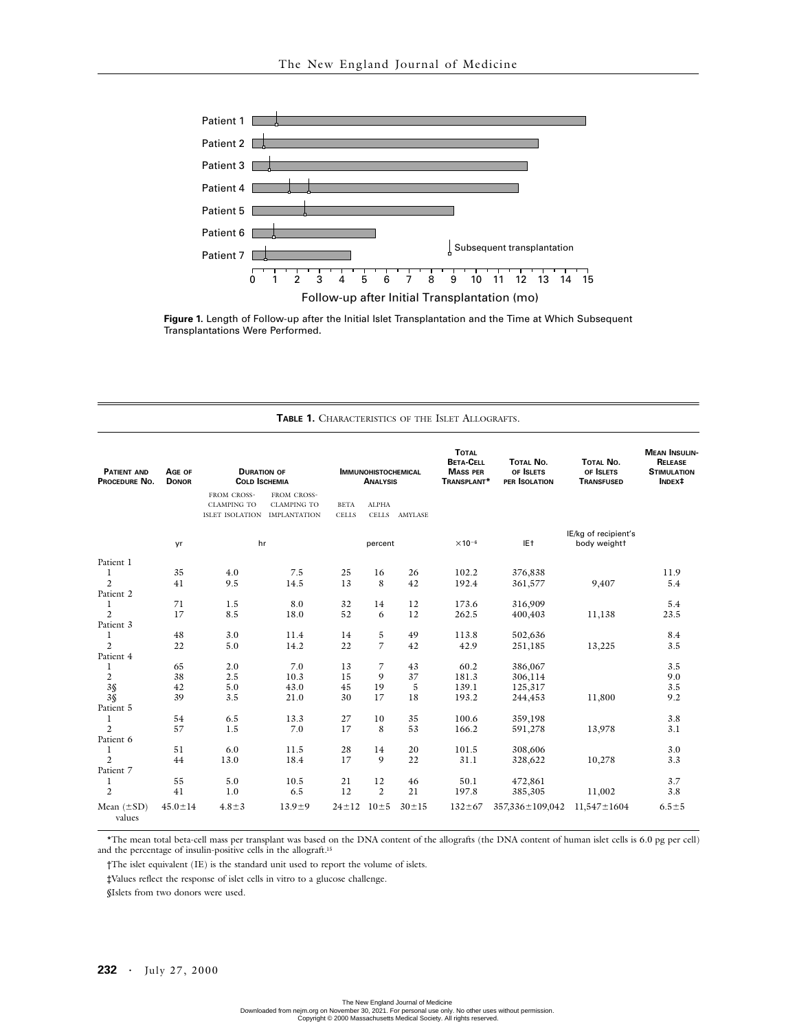Figure 1. Length of Follow-up after the Initial Islet Transplantation and the Time at Which Subsequent Transplantations Were Performed.

**TABLE 1.** CHARACTERISTICS OF THE ISLET ALLOGRAFTS.

| PATIENT AND PROCEDURE NO. | AGE OF DONOR | DURATION OF COLD ISCHEMIA | | IMMUNOHISTOCHEMICAL ANALYSIS | | | TOTAL BETA-CELL MASS PER TRANSPLANT* | TOTAL NO. OF ISLETS PER ISOLATION | TOTAL NO. OF ISLETS TRANSFUSED | MEAN INSULIN-RELEASE STIMULATION INDEX‡ |
|---|---|---|---|---|---|---|---|---|---|---|
| | | FROM CROSS-CLAMPING TO ISLET ISOLATION | FROM CROSS-CLAMPING TO IMPLANTATION | BETA CELLS | ALPHA CELLS | AMYLASE | | | | |
| | yr | hr | | percent | | | $\times 10^{-6}$ | IE† | IE/kg of recipient's body weight† | |
| Patient 1 | | | | | | | | | | |
| 1 | 35 | 4.0 | 7.5 | 25 | 16 | 26 | 102.2 | 376,838 | | 11.9 |
| 2 | 41 | 9.5 | 14.5 | 13 | 8 | 42 | 192.4 | 361,577 | 9,407 | 5.4 |
| Patient 2 | | | | | | | | | | |
| 1 | 71 | 1.5 | 8.0 | 32 | 14 | 12 | 173.6 | 316,909 | | 5.4 |
| 2 | 17 | 8.5 | 18.0 | 52 | 6 | 12 | 262.5 | 400,403 | 11,138 | 23.5 |
| Patient 3 | | | | | | | | | | |
| 1 | 48 | 3.0 | 11.4 | 14 | 5 | 49 | 113.8 | 502,636 | | 8.4 |
| 2 | 22 | 5.0 | 14.2 | 22 | 7 | 42 | 42.9 | 251,185 | 13,225 | 3.5 |
| Patient 4 | | | | | | | | | | |
| 1 | 65 | 2.0 | 7.0 | 13 | 7 | 43 | 60.2 | 386,067 | | 3.5 |
| 2 | 38 | 2.5 | 10.3 | 15 | 9 | 37 | 181.3 | 306,114 | | 9.0 |
| 3§ | 42 | 5.0 | 43.0 | 45 | 19 | 5 | 139.1 | 125,317 | | 3.5 |
| 3§ | 39 | 3.5 | 21.0 | 30 | 17 | 18 | 193.2 | 244,453 | 11,800 | 9.2 |
| Patient 5 | | | | | | | | | | |
| 1 | 54 | 6.5 | 13.3 | 27 | 10 | 35 | 100.6 | 359,198 | | 3.8 |
| 2 | 57 | 1.5 | 7.0 | 17 | 8 | 53 | 166.2 | 591,278 | 13,978 | 3.1 |
| Patient 6 | | | | | | | | | | |
| 1 | 51 | 6.0 | 11.5 | 28 | 14 | 20 | 101.5 | 308,606 | | 3.0 |
| 2 | 44 | 13.0 | 18.4 | 17 | 9 | 22 | 31.1 | 328,622 | 10,278 | 3.3 |
| Patient 7 | | | | | | | | | | |
| 1 | 55 | 5.0 | 10.5 | 21 | 12 | 46 | 50.1 | 472,861 | | 3.7 |
| 2 | 41 | 1.0 | 6.5 | 12 | 2 | 21 | 197.8 | 385,305 | 11,002 | 3.8 |
| Mean (±SD) values | 45.0±14 | 4.8±3 | 13.9±9 | 24±12 | 10±5 | 30±15 | 132±67 | 357,336±109,042 | 11,547±1604 | 6.5±5 |

*The mean total beta-cell mass per transplant was based on the DNA content of the allografts (the DNA content of human islet cells is 6.0 pg per cell) and the percentage of insulin-positive cells in the allograft.[15]

†The islet equivalent (IE) is the standard unit used to report the volume of islets.

‡Values reflect the response of islet cells in vitro to a glucose challenge.

§Islets from two donors were used.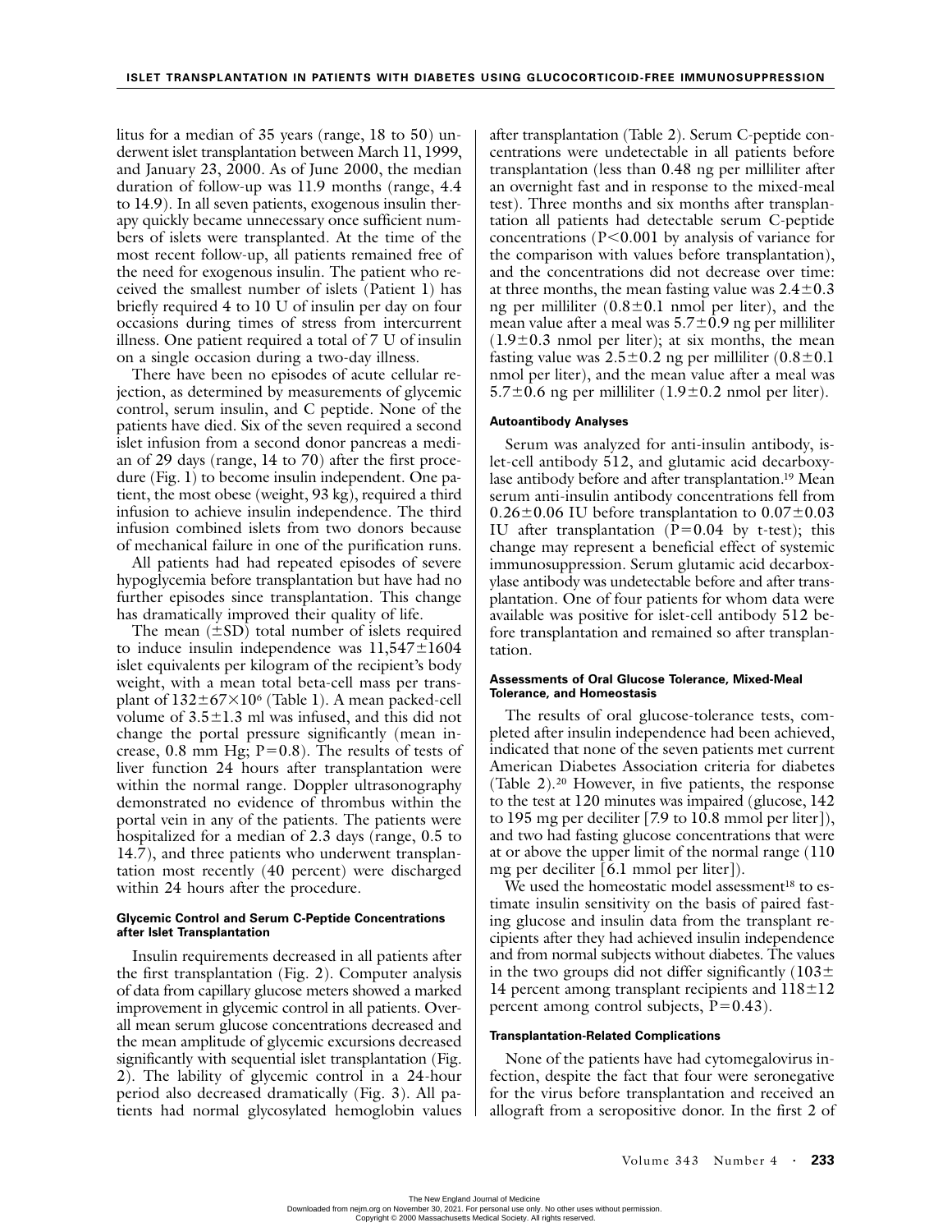litus for a median of 35 years (range, 18 to 50) underwent islet transplantation between March 11, 1999, and January 23, 2000. As of June 2000, the median duration of follow-up was 11.9 months (range, 4.4 to 14.9). In all seven patients, exogenous insulin therapy quickly became unnecessary once sufficient numbers of islets were transplanted. At the time of the most recent follow-up, all patients remained free of the need for exogenous insulin. The patient who received the smallest number of islets (Patient 1) has briefly required 4 to 10 U of insulin per day on four occasions during times of stress from intercurrent illness. One patient required a total of 7 U of insulin on a single occasion during a two-day illness.

There have been no episodes of acute cellular rejection, as determined by measurements of glycemic control, serum insulin, and C peptide. None of the patients have died. Six of the seven required a second islet infusion from a second donor pancreas a median of 29 days (range, 14 to 70) after the first procedure (Fig. 1) to become insulin independent. One patient, the most obese (weight, 93 kg), required a third infusion to achieve insulin independence. The third infusion combined islets from two donors because of mechanical failure in one of the purification runs.

All patients had had repeated episodes of severe hypoglycemia before transplantation but have had no further episodes since transplantation. This change has dramatically improved their quality of life.

The mean (±SD) total number of islets required to induce insulin independence was 11,547±1604 islet equivalents per kilogram of the recipient's body weight, with a mean total beta-cell mass per transplant of $132\pm67\times10^6$ (Table 1). A mean packed-cell volume of 3.5±1.3 ml was infused, and this did not change the portal pressure significantly (mean increase, 0.8 mm Hg; $P=0.8$). The results of tests of liver function 24 hours after transplantation were within the normal range. Doppler ultrasonography demonstrated no evidence of thrombus within the portal vein in any of the patients. The patients were hospitalized for a median of 2.3 days (range, 0.5 to 14.7), and three patients who underwent transplantation most recently (40 percent) were discharged within 24 hours after the procedure.

#### Glycemic Control and Serum C-Peptide Concentrations after Islet Transplantation

Insulin requirements decreased in all patients after the first transplantation (Fig. 2). Computer analysis of data from capillary glucose meters showed a marked improvement in glycemic control in all patients. Overall mean serum glucose concentrations decreased and the mean amplitude of glycemic excursions decreased significantly with sequential islet transplantation (Fig. 2). The lability of glycemic control in a 24-hour period also decreased dramatically (Fig. 3). All patients had normal glycosylated hemoglobin values after transplantation (Table 2). Serum C-peptide concentrations were undetectable in all patients before transplantation (less than 0.48 ng per milliliter after an overnight fast and in response to the mixed-meal test). Three months and six months after transplantation all patients had detectable serum C-peptide concentrations ($P<0.001$ by analysis of variance for the comparison with values before transplantation), and the concentrations did not decrease over time: at three months, the mean fasting value was 2.4±0.3 ng per milliliter (0.8±0.1 nmol per liter), and the mean value after a meal was 5.7±0.9 ng per milliliter (1.9±0.3 nmol per liter); at six months, the mean fasting value was 2.5±0.2 ng per milliliter (0.8±0.1 nmol per liter), and the mean value after a meal was 5.7±0.6 ng per milliliter (1.9±0.2 nmol per liter).

#### Autoantibody Analyses

Serum was analyzed for anti-insulin antibody, islet-cell antibody 512, and glutamic acid decarboxylase antibody before and after transplantation.[19] Mean serum anti-insulin antibody concentrations fell from 0.26±0.06 IU before transplantation to 0.07±0.03 IU after transplantation ($P=0.04$ by t-test); this change may represent a beneficial effect of systemic immunosuppression. Serum glutamic acid decarboxylase antibody was undetectable before and after transplantation. One of four patients for whom data were available was positive for islet-cell antibody 512 before transplantation and remained so after transplantation.

#### Assessments of Oral Glucose Tolerance, Mixed-Meal Tolerance, and Homeostasis

The results of oral glucose-tolerance tests, completed after insulin independence had been achieved, indicated that none of the seven patients met current American Diabetes Association criteria for diabetes (Table 2).[20] However, in five patients, the response to the test at 120 minutes was impaired (glucose, 142 to 195 mg per deciliter [7.9 to 10.8 mmol per liter]), and two had fasting glucose concentrations that were at or above the upper limit of the normal range (110 mg per deciliter [6.1 mmol per liter]).

We used the homeostatic model assessment[18] to estimate insulin sensitivity on the basis of paired fasting glucose and insulin data from the transplant recipients after they had achieved insulin independence and from normal subjects without diabetes. The values in the two groups did not differ significantly (103±14 percent among transplant recipients and 118±12 percent among control subjects, $P=0.43$).

#### Transplantation-Related Complications

None of the patients have had cytomegalovirus infection, despite the fact that four were seronegative for the virus before transplantation and received an allograft from a seropositive donor. In the first 2 of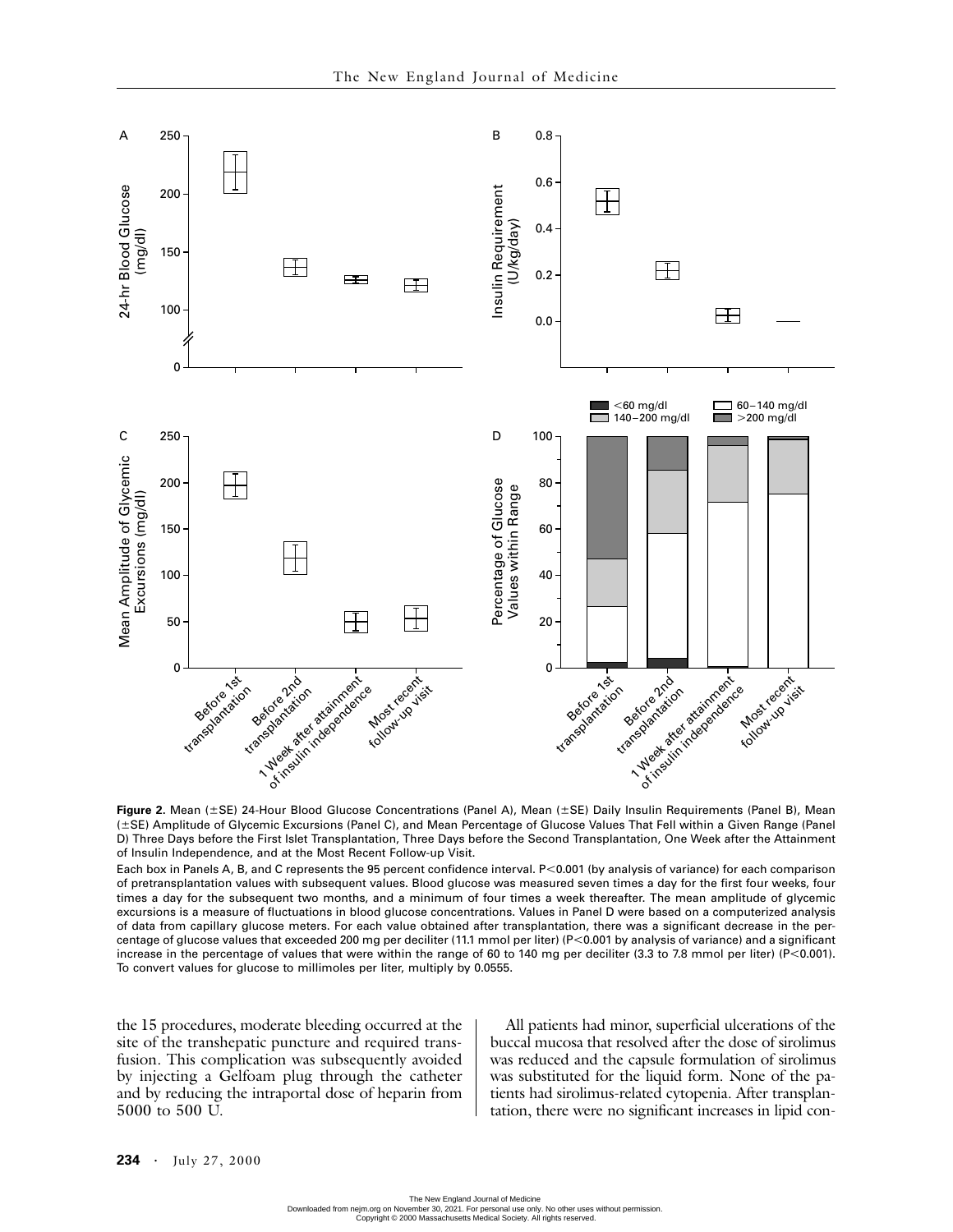**Figure 2.** Mean (±SE) 24-Hour Blood Glucose Concentrations (Panel A), Mean (±SE) Daily Insulin Requirements (Panel B), Mean (±SE) Amplitude of Glycemic Excursions (Panel C), and Mean Percentage of Glucose Values That Fell within a Given Range (Panel D) Three Days before the First Islet Transplantation, Three Days before the Second Transplantation, One Week after the Attainment of Insulin Independence, and at the Most Recent Follow-up Visit.

Each box in Panels A, B, and C represents the 95 percent confidence interval. $P<0.001$ (by analysis of variance) for each comparison of pretransplantation values with subsequent values. Blood glucose was measured seven times a day for the first four weeks, four times a day for the subsequent two months, and a minimum of four times a week thereafter. The mean amplitude of glycemic excursions is a measure of fluctuations in blood glucose concentrations. Values in Panel D were based on a computerized analysis of data from capillary glucose meters. For each value obtained after transplantation, there was a significant decrease in the percentage of glucose values that exceeded 200 mg per deciliter (11.1 mmol per liter) ($P<0.001$ by analysis of variance) and a significant increase in the percentage of values that were within the range of 60 to 140 mg per deciliter (3.3 to 7.8 mmol per liter) ($P<0.001$). To convert values for glucose to millimoles per liter, multiply by 0.0555.

the 15 procedures, moderate bleeding occurred at the site of the transhepatic puncture and required transfusion. This complication was subsequently avoided by injecting a Gelfoam plug through the catheter and by reducing the intraportal dose of heparin from 5000 to 500 U.

All patients had minor, superficial ulcerations of the buccal mucosa that resolved after the dose of sirolimus was reduced and the capsule formulation of sirolimus was substituted for the liquid form. None of the patients had sirolimus-related cytopenia. After transplantation, there were no significant increases in lipid con-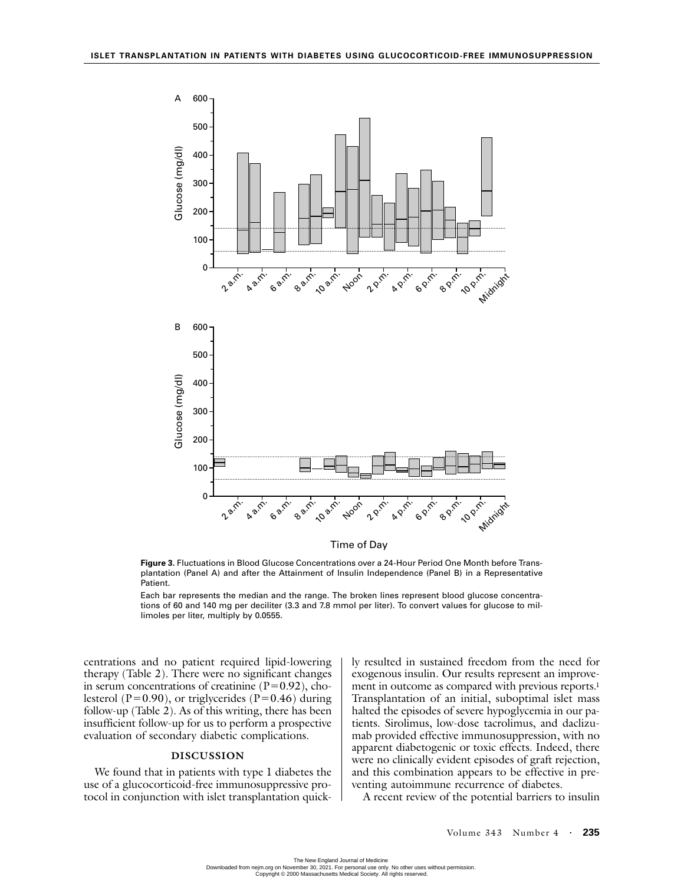**Figure 3.** Fluctuations in Blood Glucose Concentrations over a 24-Hour Period One Month before Transplantation (Panel A) and after the Attainment of Insulin Independence (Panel B) in a Representative Patient.

Each bar represents the median and the range. The broken lines represent blood glucose concentrations of 60 and 140 mg per deciliter (3.3 and 7.8 mmol per liter). To convert values for glucose to millimoles per liter, multiply by 0.0555.

centrations and no patient required lipid-lowering therapy (Table 2). There were no significant changes in serum concentrations of creatinine ($P=0.92$), cholesterol ($P=0.90$), or triglycerides ($P=0.46$) during follow-up (Table 2). As of this writing, there has been insufficient follow-up for us to perform a prospective evaluation of secondary diabetic complications.

## DISCUSSION

We found that in patients with type 1 diabetes the use of a glucocorticoid-free immunosuppressive protocol in conjunction with islet transplantation quickly resulted in sustained freedom from the need for exogenous insulin. Our results represent an improvement in outcome as compared with previous reports.[1] Transplantation of an initial, suboptimal islet mass halted the episodes of severe hypoglycemia in our patients. Sirolimus, low-dose tacrolimus, and daclizumab provided effective immunosuppression, with no apparent diabetogenic or toxic effects. Indeed, there were no clinically evident episodes of graft rejection, and this combination appears to be effective in preventing autoimmune recurrence of diabetes.

A recent review of the potential barriers to insulin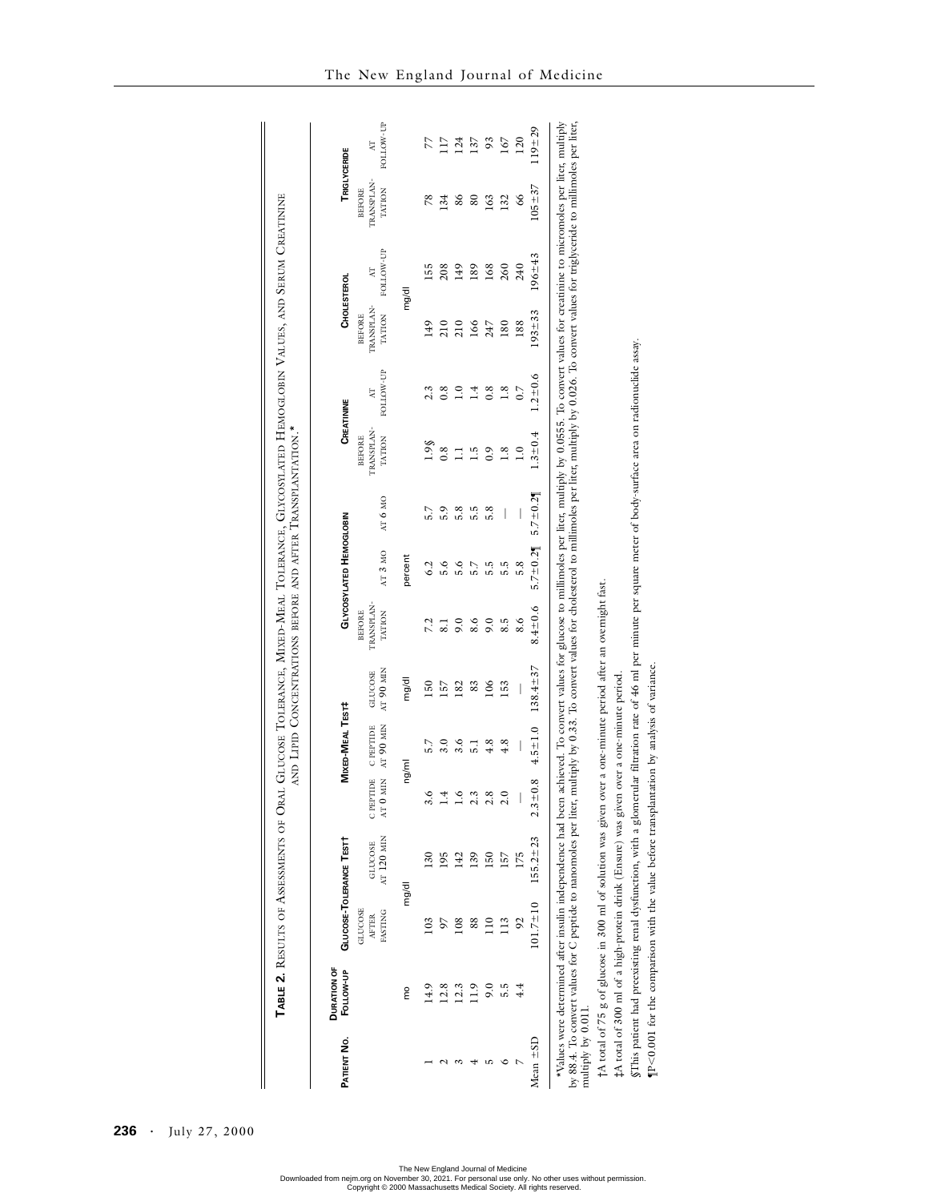**Table 2.** Results of Assessments of Oral Glucose Tolerance, Mixed-Meal Tolerance, Glycosylated Hemoglobin Values, and Serum Creatinine and Lipid Concentrations before and after Transplantation.*

| Patient No. | Duration of Follow-up | Glucose-Tolerance Test† | | Mixed-Meal Test‡ | | | Glycosylated Hemoglobin | | | Creatinine | | Cholesterol | | Triglyceride | |
|---|---|---|---|---|---|---|---|---|---|---|---|---|---|---|---|
| | | Glucose after fasting | Glucose at 120 min | C peptide at 0 min | C peptide at 90 min | Glucose at 90 min | Before transplantation | At 3 mo | At 6 mo | Before transplantation | At follow-up | Before transplantation | At follow-up | Before transplantation | At follow-up |
| | mo | mg/dl | | ng/ml | | mg/dl | percent | | | mg/dl | | | | | |
| 1 | 14.9 | 103 | 130 | 3.6 | 5.7 | 150 | 7.2 | 6.2 | 5.7 | 1.9§ | 2.3 | 149 | 155 | 78 | 77 |
| 2 | 12.8 | 97 | 195 | 1.4 | 3.0 | 157 | 8.1 | 5.6 | 5.9 | 0.8 | 0.8 | 210 | 208 | 134 | 117 |
| 3 | 12.3 | 108 | 142 | 1.6 | 3.6 | 182 | 9.0 | 5.6 | 5.8 | 1.1 | 1.0 | 210 | 149 | 86 | 124 |
| 4 | 11.9 | 88 | 139 | 2.3 | 5.1 | 83 | 8.6 | 5.7 | 5.5 | 1.5 | 1.4 | 166 | 189 | 80 | 137 |
| 5 | 9.0 | 110 | 150 | 2.8 | 4.8 | 106 | 9.0 | 5.5 | 5.8 | 0.9 | 0.8 | 247 | 168 | 163 | 93 |
| 6 | 5.5 | 113 | 157 | 2.0 | 4.8 | 153 | 8.5 | 5.5 | — | 1.8 | 1.8 | 180 | 260 | 132 | 167 |
| 7 | 4.4 | 92 | 175 | — | — | — | 8.6 | 5.8 | — | 1.0 | 0.7 | 188 | 240 | 66 | 120 |
| Mean ±SD | | 101.7±10 | 155.2±23 | 2.3±0.8 | 4.5±1.0 | 138.4±37 | 8.4±0.6 | 5.7±0.2¶ | 5.7±0.2¶ | 1.3±0.4 | 1.2±0.6 | 193±33 | 196±43 | 105±37 | 119±29 |

*Values were determined after insulin independence had been achieved. To convert values for glucose to millimoles per liter, multiply by 0.0555. To convert values for creatinine to micromoles per liter, multiply by 88.4. To convert values for C peptide to nanomoles per liter, multiply by 0.33. To convert values for cholesterol to millimoles per liter, multiply by 0.026. To convert values for triglyceride to millimoles per liter, multiply by 0.011.

†A total of 75 g of glucose in 300 ml of solution was given over a one-minute period after an overnight fast.

‡A total of 300 ml of a high-protein drink (Ensure) was given over a one-minute period.

§This patient had preexisting renal dysfunction, with a glomerular filtration rate of 46 ml per minute per square meter of body-surface area on radionuclide assay.

¶P<0.001 for the comparison with the value before transplantation by analysis of variance.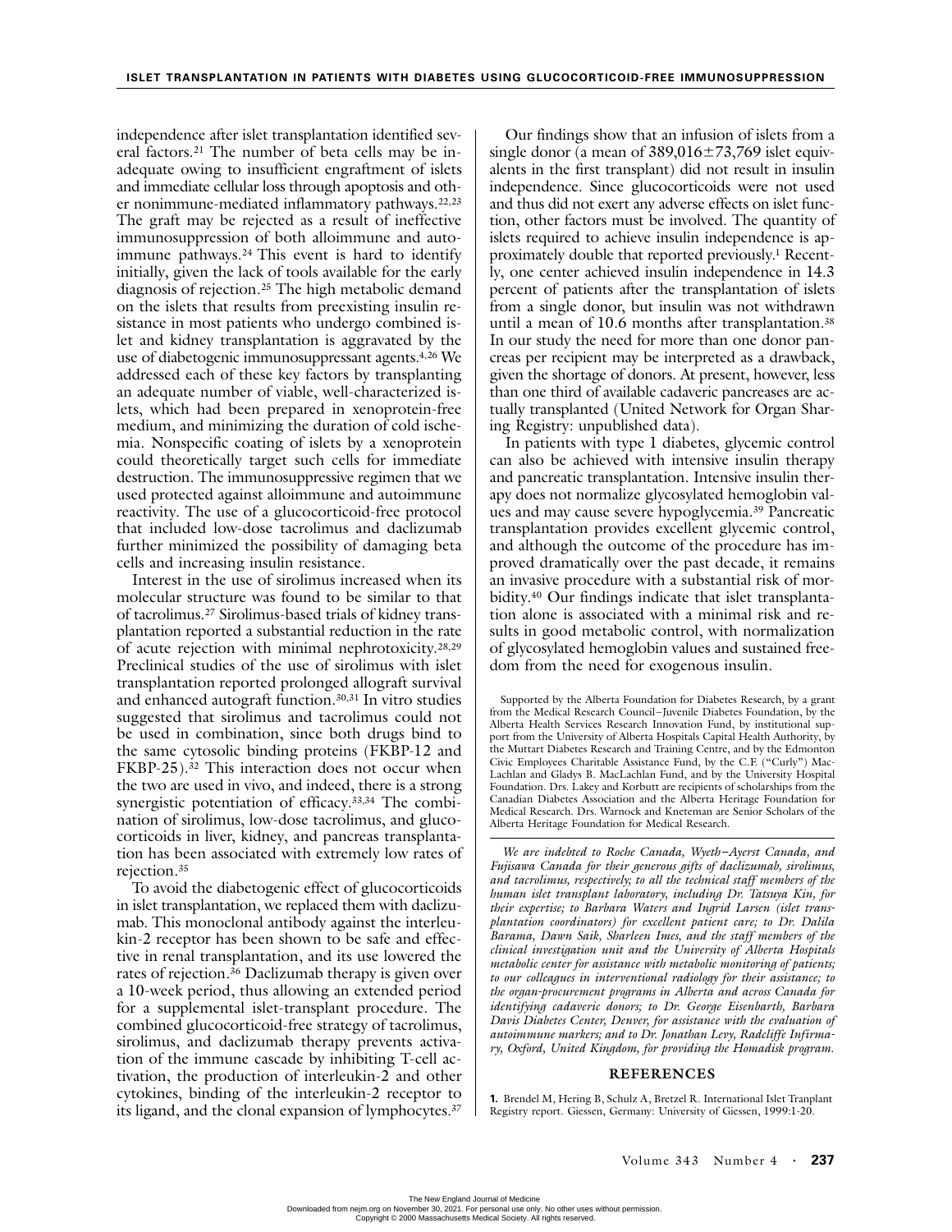independence after islet transplantation identified several factors.[21] The number of beta cells may be inadequate owing to insufficient engraftment of islets and immediate cellular loss through apoptosis and other nonimmune-mediated inflammatory pathways.[22,23] The graft may be rejected as a result of ineffective immunosuppression of both alloimmune and autoimmune pathways.[24] This event is hard to identify initially, given the lack of tools available for the early diagnosis of rejection.[25] The high metabolic demand on the islets that results from preexisting insulin resistance in most patients who undergo combined islet and kidney transplantation is aggravated by the use of diabetogenic immunosuppressant agents.[4,26] We addressed each of these key factors by transplanting an adequate number of viable, well-characterized islets, which had been prepared in xenoprotein-free medium, and minimizing the duration of cold ischemia. Nonspecific coating of islets by a xenoprotein could theoretically target such cells for immediate destruction. The immunosuppressive regimen that we used protected against alloimmune and autoimmune reactivity. The use of a glucocorticoid-free protocol that included low-dose tacrolimus and daclizumab further minimized the possibility of damaging beta cells and increasing insulin resistance.

Interest in the use of sirolimus increased when its molecular structure was found to be similar to that of tacrolimus.[27] Sirolimus-based trials of kidney transplantation reported a substantial reduction in the rate of acute rejection with minimal nephrotoxicity.[28,29] Preclinical studies of the use of sirolimus with islet transplantation reported prolonged allograft survival and enhanced autograft function.[30,31] In vitro studies suggested that sirolimus and tacrolimus could not be used in combination, since both drugs bind to the same cytosolic binding proteins (FKBP-12 and FKBP-25).[32] This interaction does not occur when the two are used in vivo, and indeed, there is a strong synergistic potentiation of efficacy.[33,34] The combination of sirolimus, low-dose tacrolimus, and glucocorticoids in liver, kidney, and pancreas transplantation has been associated with extremely low rates of rejection.[35]

To avoid the diabetogenic effect of glucocorticoids in islet transplantation, we replaced them with daclizumab. This monoclonal antibody against the interleukin-2 receptor has been shown to be safe and effective in renal transplantation, and its use lowered the rates of rejection.[36] Daclizumab therapy is given over a 10-week period, thus allowing an extended period for a supplemental islet-transplant procedure. The combined glucocorticoid-free strategy of tacrolimus, sirolimus, and daclizumab therapy prevents activation of the immune cascade by inhibiting T-cell activation, the production of interleukin-2 and other cytokines, binding of the interleukin-2 receptor to its ligand, and the clonal expansion of lymphocytes.[37]

Our findings show that an infusion of islets from a single donor (a mean of 389,016±73,769 islet equivalents in the first transplant) did not result in insulin independence. Since glucocorticoids were not used and thus did not exert any adverse effects on islet function, other factors must be involved. The quantity of islets required to achieve insulin independence is approximately double that reported previously.[1] Recently, one center achieved insulin independence in 14.3 percent of patients after the transplantation of islets from a single donor, but insulin was not withdrawn until a mean of 10.6 months after transplantation.[38] In our study the need for more than one donor pancreas per recipient may be interpreted as a drawback, given the shortage of donors. At present, however, less than one third of available cadaveric pancreases are actually transplanted (United Network for Organ Sharing Registry: unpublished data).

In patients with type 1 diabetes, glycemic control can also be achieved with intensive insulin therapy and pancreatic transplantation. Intensive insulin therapy does not normalize glycosylated hemoglobin values and may cause severe hypoglycemia.[39] Pancreatic transplantation provides excellent glycemic control, and although the outcome of the procedure has improved dramatically over the past decade, it remains an invasive procedure with a substantial risk of morbidity.[40] Our findings indicate that islet transplantation alone is associated with a minimal risk and results in good metabolic control, with normalization of glycosylated hemoglobin values and sustained freedom from the need for exogenous insulin.

Supported by the Alberta Foundation for Diabetes Research, by a grant from the Medical Research Council–Juvenile Diabetes Foundation, by the Alberta Health Services Research Innovation Fund, by institutional support from the University of Alberta Hospitals Capital Health Authority, by the Muttart Diabetes Research and Training Centre, and by the Edmonton Civic Employees Charitable Assistance Fund, by the C.F. ("Curly") MacLachlan and Gladys B. MacLachlan Fund, and by the University Hospital Foundation. Drs. Lakey and Korbutt are recipients of scholarships from the Canadian Diabetes Association and the Alberta Heritage Foundation for Medical Research. Drs. Warnock and Kneteman are Senior Scholars of the Alberta Heritage Foundation for Medical Research.

*We are indebted to Roche Canada, Wyeth–Ayerst Canada, and Fujisawa Canada for their generous gifts of daclizumab, sirolimus, and tacrolimus, respectively; to all the technical staff members of the human islet transplant laboratory, including Dr. Tatsuya Kin, for their expertise; to Barbara Waters and Ingrid Larsen (islet transplantation coordinators) for excellent patient care; to Dr. Dalila Barama, Dawn Saik, Sharleen Imes, and the staff members of the clinical investigation unit and the University of Alberta Hospitals metabolic center for assistance with metabolic monitoring of patients; to our colleagues in interventional radiology for their assistance; to the organ-procurement programs in Alberta and across Canada for identifying cadaveric donors; to Dr. George Eisenbarth, Barbara Davis Diabetes Center, Denver, for assistance with the evaluation of autoimmune markers; and to Dr. Jonathan Levy, Radcliffe Infirmary, Oxford, United Kingdom, for providing the Homadisk program.*

## REFERENCES

**1.** Brendel M, Hering B, Schulz A, Bretzel R. International Islet Tranplant Registry report. Giessen, Germany: University of Giessen, 1999:1-20.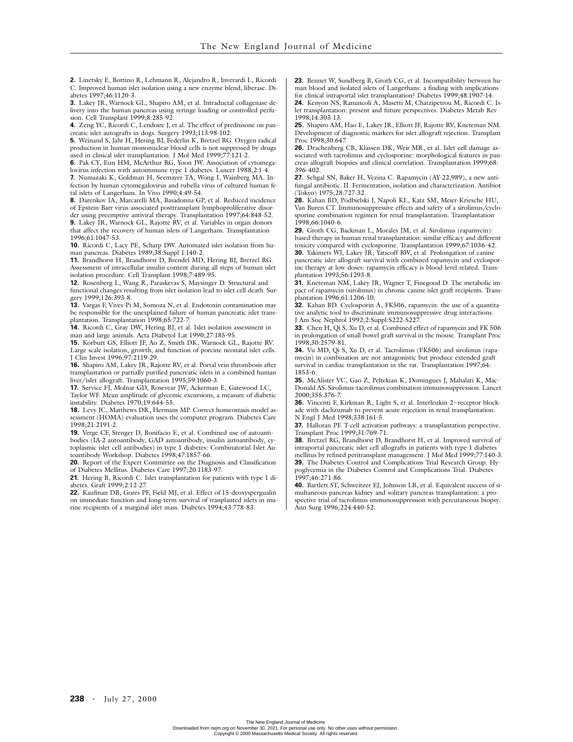**2.** Linetsky E, Bottino R, Lehmann R, Alejandro R, Inverardi L, Ricordi C. Improved human islet isolation using a new enzyme blend, liberase. Diabetes 1997;46:1120-3.

**3.** Lakey JR, Warnock GL, Shapiro AM, et al. Intraductal collagenase delivery into the human pancreas using syringe loading or controlled perfusion. Cell Transplant 1999;8:285-92.

**4.** Zeng YC, Ricordi C, Lendoire J, et al. The effect of prednisone on pancreatic islet autografts in dogs. Surgery 1993;113:98-102.

**5.** Weinand S, Jahr H, Hering BJ, Federlin K, Bretzel RG. Oxygen radical production in human mononuclear blood cells is not suppressed by drugs used in clinical islet transplantation. J Mol Med 1999;77:121-2.

**6.** Pak CY, Eun HM, McArthur RG, Yoon JW. Association of cytomegalovirus infection with autoimmune type 1 diabetes. Lancet 1988;2:1-4.

**7.** Numazaki K, Goldman H, Seemayer TA, Wong I, Wainberg MA. Infection by human cytomegalovirus and rubella virus of cultured human fetal islets of Langerhans. In Vivo 1990;4:49-54.

**8.** Darenkov IA, Marcarelli MA, Basadonna GP, et al. Reduced incidence of Epstein-Barr virus-associated posttransplant lymphoproliferative disorder using preemptive antiviral therapy. Transplantation 1997;64:848-52.

**9.** Lakey JR, Warnock GL, Rajotte RV, et al. Variables in organ donors that affect the recovery of human islets of Langerhans. Transplantation 1996;61:1047-53.

**10.** Ricordi C, Lacy PE, Scharp DW. Automated islet isolation from human pancreas. Diabetes 1989;38:Suppl 1:140-2.

**11.** Brandhorst H, Brandhorst D, Brendel MD, Hering BJ, Bretzel RG. Assessment of intracellular insulin content during all steps of human islet isolation procedure. Cell Transplant 1998;7:489-95.

**12.** Rosenberg L, Wang R, Paraskevas S, Maysinger D. Structural and functional changes resulting from islet isolation lead to islet cell death. Surgery 1999;126:393-8.

**13.** Vargas F, Vives-Pi M, Somoza N, et al. Endotoxin contamination may be responsible for the unexplained failure of human pancreatic islet transplantation. Transplantation 1998;65:722-7.

**14.** Ricordi C, Gray DW, Hering BJ, et al. Islet isolation assessment in man and large animals. Acta Diabetol Lat 1990;27:185-95.

**15.** Korbutt GS, Elliott JF, Ao Z, Smith DK, Warnock GL, Rajotte RV. Large scale isolation, growth, and function of porcine neonatal islet cells. J Clin Invest 1996;97:2119-29.

**16.** Shapiro AM, Lakey JR, Rajotte RV, et al. Portal vein thrombosis after transplantation or partially purified pancreatic islets in a combined human liver/islet allograft. Transplantation 1995;59:1060-3.

**17.** Service FJ, Molnar GD, Rosevear JW, Ackerman E, Gatewood LC, Taylor WF. Mean amplitude of glycemic excursions, a measure of diabetic instability. Diabetes 1970;19:644-55.

**18.** Levy JC, Matthews DR, Hermans MP. Correct homeostasis model assessment (HOMA) evaluation uses the computer program. Diabetes Care 1998;21:2191-2.

**19.** Verge CF, Stenger D, Bonifacio E, et al. Combined use of autoantibodies (IA-2 autoantibody, GAD autoantibody, insulin autoantibody, cytoplasmic islet cell antibodies) in type 1 diabetes: Combinatorial Islet Autoantibody Workshop. Diabetes 1998;47:1857-66.

**20.** Report of the Expert Committee on the Diagnosis and Classification of Diabetes Mellitus. Diabetes Care 1997;20:1183-97.

**21.** Hering B, Ricordi C. Islet transplantation for patients with type 1 diabetes. Graft 1999;2:12-27.

**22.** Kaufman DB, Gores PF, Field MJ, et al. Effect of 15-deoxyspergualin on immediate function and long-term survival of transplanted islets in murine recipients of a marginal islet mass. Diabetes 1994;43:778-83.

**23.** Bennet W, Sundberg B, Groth CG, et al. Incompatibility between human blood and isolated islets of Langerhans: a finding with implications for clinical intraportal islet transplantation? Diabetes 1999;48:1907-14.

**24.** Kenyon NS, Ranuncoli A, Masetti M, Chatzipetrou M, Ricordi C. Islet transplantation: present and future perspectives. Diabetes Metab Rev 1998;14:303-13.

**25.** Shapiro AM, Hao E, Lakey JR, Elliott JF, Rajotte RV, Kneteman NM. Development of diagnostic markers for islet allograft rejection. Transplant Proc 1998;30:647.

**26.** Drachenberg CB, Klassen DK, Weir MR, et al. Islet cell damage associated with tacrolimus and cyclosporine: morphological features in pancreas allograft biopsies and clinical correlation. Transplantation 1999;68:396-402.

**27.** Sehgal SN, Baker H, Vezina C. Rapamycin (AY-22,989), a new antifungal antibiotic. II. Fermentation, isolation and characterization. Antibiot (Tokyo) 1975;28:727-32.

**28.** Kahan BD, Podbielski J, Napoli KL, Katz SM, Meier-Kriesche HU, Van Buren CT. Immunosuppressive effects and safety of a sirolimus/cyclosporine combination regimen for renal transplantation. Transplantation 1998;66:1040-6.

**29.** Groth CG, Backman L, Morales JM, et al. Sirolimus (rapamycin)-based therapy in human renal transplantation: similar efficacy and different toxicity compared with cyclosporine. Transplantation 1999;67:1036-42.

**30.** Yakimets WJ, Lakey JR, Yatscoff RW, et al. Prolongation of canine pancreatic islet allograft survival with combined rapamycin and cyclosporine therapy at low doses: rapamycin efficacy is blood level related. Transplantation 1993;56:1293-8.

**31.** Kneteman NM, Lakey JR, Wagner T, Finegood D. The metabolic impact of rapamycin (sirolimus) in chronic canine islet graft recipients. Transplantation 1996;61:1206-10.

**32.** Kahan BD. Cyclosporin A, FK506, rapamycin: the use of a quantitative analytic tool to discriminate immunosuppressive drug interactions. J Am Soc Nephrol 1992;2:Suppl:S222-S227.

**33.** Chen H, Qi S, Xu D, et al. Combined effect of rapamycin and FK 506 in prolongation of small bowel graft survival in the mouse. Transplant Proc 1998;30:2579-81.

**34.** Vu MD, Qi S, Xu D, et al. Tacrolimus (FK506) and sirolimus (rapamycin) in combination are not antagonistic but produce extended graft survival in cardiac transplantation in the rat. Transplantation 1997;64:1853-6.

**35.** McAlister VC, Gao Z, Peltekian K, Domingues J, Mahalati K, MacDonald AS. Sirolimus-tacrolimus combination immunosuppression. Lancet 2000;355:376-7.

**36.** Vincenti F, Kirkman R, Light S, et al. Interleukin-2–receptor blockade with daclizumab to prevent acute rejection in renal transplantation. N Engl J Med 1998;338:161-5.

**37.** Halloran PF. T-cell activation pathways: a transplantation perspective. Transplant Proc 1999;31:769-71.

**38.** Bretzel RG, Brandhorst D, Brandhorst H, et al. Improved survival of intraportal pancreatic islet cell allografts in patients with type-1 diabetes mellitus by refined peritransplant management. J Mol Med 1999;77:140-3.

**39.** The Diabetes Control and Complications Trial Research Group. Hypoglycemia in the Diabetes Control and Complications Trial. Diabetes 1997;46:271-86.

**40.** Bartlett ST, Schweitzer EJ, Johnson LB, et al. Equivalent success of simultaneous pancreas kidney and solitary pancreas transplantation: a prospective trial of tacrolimus immunosuppression with percutaneous biopsy. Ann Surg 1996;224:440-52.